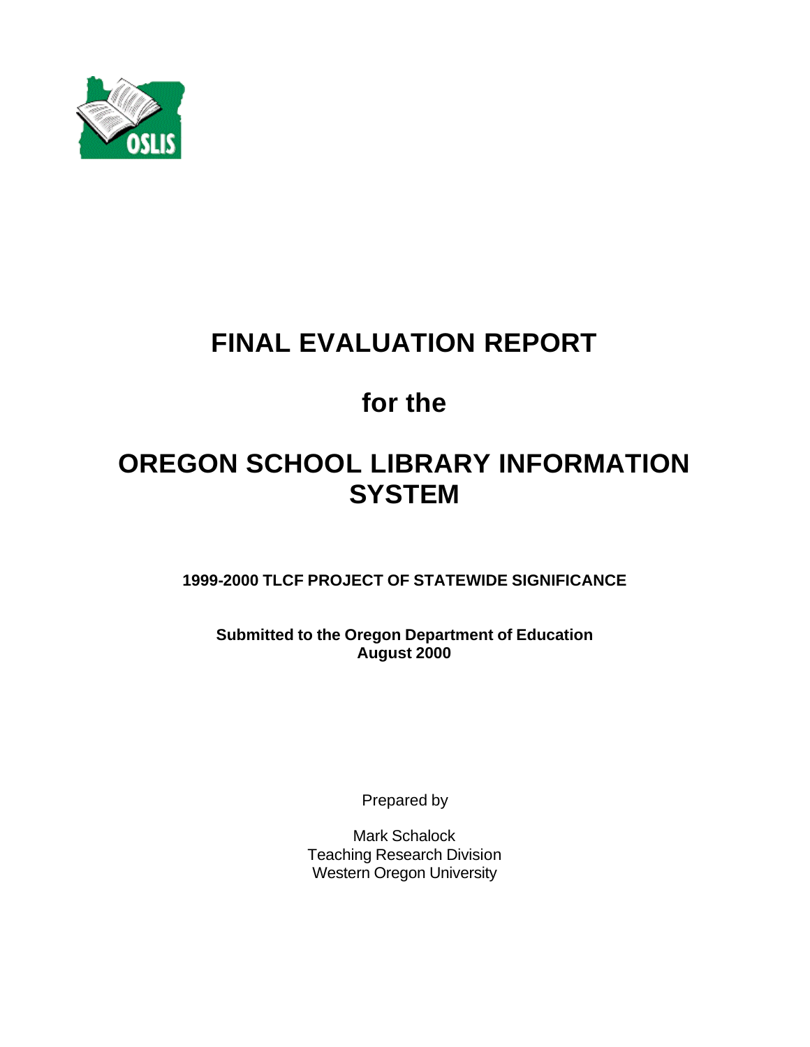OSLIS

# FINAL EVALUATION REPORT

# for the

# OREGON SCHOOL LIBRARY INFORMATION SYSTEM

**1999-2000 TLCF PROJECT OF STATEWIDE SIGNIFICANCE**

**Submitted to the Oregon Department of Education**
**August 2000**

Prepared by

Mark Schalock
Teaching Research Division
Western Oregon University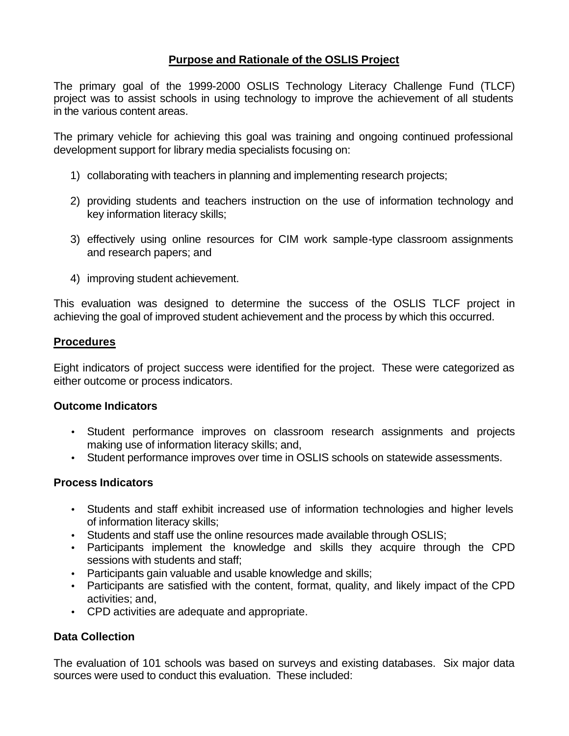## Purpose and Rationale of the OSLIS Project

The primary goal of the 1999-2000 OSLIS Technology Literacy Challenge Fund (TLCF) project was to assist schools in using technology to improve the achievement of all students in the various content areas.

The primary vehicle for achieving this goal was training and ongoing continued professional development support for library media specialists focusing on:

1) collaborating with teachers in planning and implementing research projects;

2) providing students and teachers instruction on the use of information technology and key information literacy skills;

3) effectively using online resources for CIM work sample-type classroom assignments and research papers; and

4) improving student achievement.

This evaluation was designed to determine the success of the OSLIS TLCF project in achieving the goal of improved student achievement and the process by which this occurred.

## Procedures

Eight indicators of project success were identified for the project. These were categorized as either outcome or process indicators.

### Outcome Indicators

- Student performance improves on classroom research assignments and projects making use of information literacy skills; and,
- Student performance improves over time in OSLIS schools on statewide assessments.

### Process Indicators

- Students and staff exhibit increased use of information technologies and higher levels of information literacy skills;
- Students and staff use the online resources made available through OSLIS;
- Participants implement the knowledge and skills they acquire through the CPD sessions with students and staff;
- Participants gain valuable and usable knowledge and skills;
- Participants are satisfied with the content, format, quality, and likely impact of the CPD activities; and,
- CPD activities are adequate and appropriate.

### Data Collection

The evaluation of 101 schools was based on surveys and existing databases. Six major data sources were used to conduct this evaluation. These included: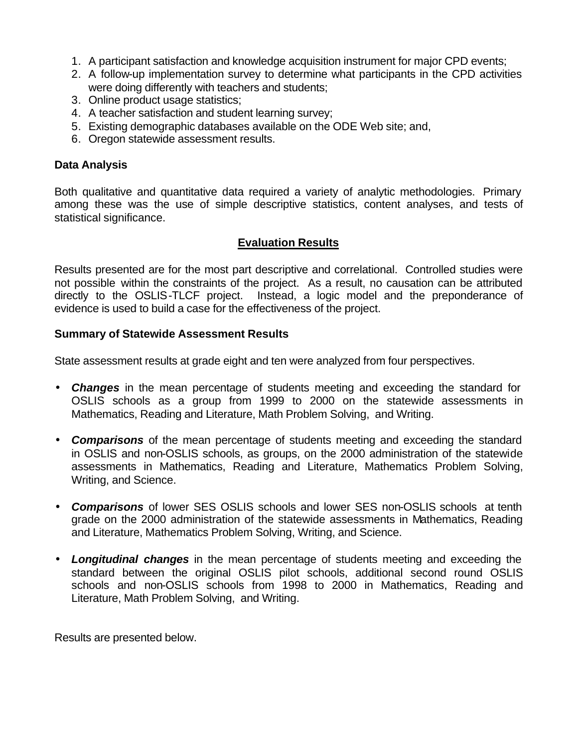1. A participant satisfaction and knowledge acquisition instrument for major CPD events;
2. A follow-up implementation survey to determine what participants in the CPD activities were doing differently with teachers and students;
3. Online product usage statistics;
4. A teacher satisfaction and student learning survey;
5. Existing demographic databases available on the ODE Web site; and,
6. Oregon statewide assessment results.

**Data Analysis**

Both qualitative and quantitative data required a variety of analytic methodologies. Primary among these was the use of simple descriptive statistics, content analyses, and tests of statistical significance.

## Evaluation Results

Results presented are for the most part descriptive and correlational. Controlled studies were not possible within the constraints of the project. As a result, no causation can be attributed directly to the OSLIS-TLCF project. Instead, a logic model and the preponderance of evidence is used to build a case for the effectiveness of the project.

**Summary of Statewide Assessment Results**

State assessment results at grade eight and ten were analyzed from four perspectives.

- ***Changes*** in the mean percentage of students meeting and exceeding the standard for OSLIS schools as a group from 1999 to 2000 on the statewide assessments in Mathematics, Reading and Literature, Math Problem Solving, and Writing.

- ***Comparisons*** of the mean percentage of students meeting and exceeding the standard in OSLIS and non-OSLIS schools, as groups, on the 2000 administration of the statewide assessments in Mathematics, Reading and Literature, Mathematics Problem Solving, Writing, and Science.

- ***Comparisons*** of lower SES OSLIS schools and lower SES non-OSLIS schools at tenth grade on the 2000 administration of the statewide assessments in Mathematics, Reading and Literature, Mathematics Problem Solving, Writing, and Science.

- ***Longitudinal changes*** in the mean percentage of students meeting and exceeding the standard between the original OSLIS pilot schools, additional second round OSLIS schools and non-OSLIS schools from 1998 to 2000 in Mathematics, Reading and Literature, Math Problem Solving, and Writing.

Results are presented below.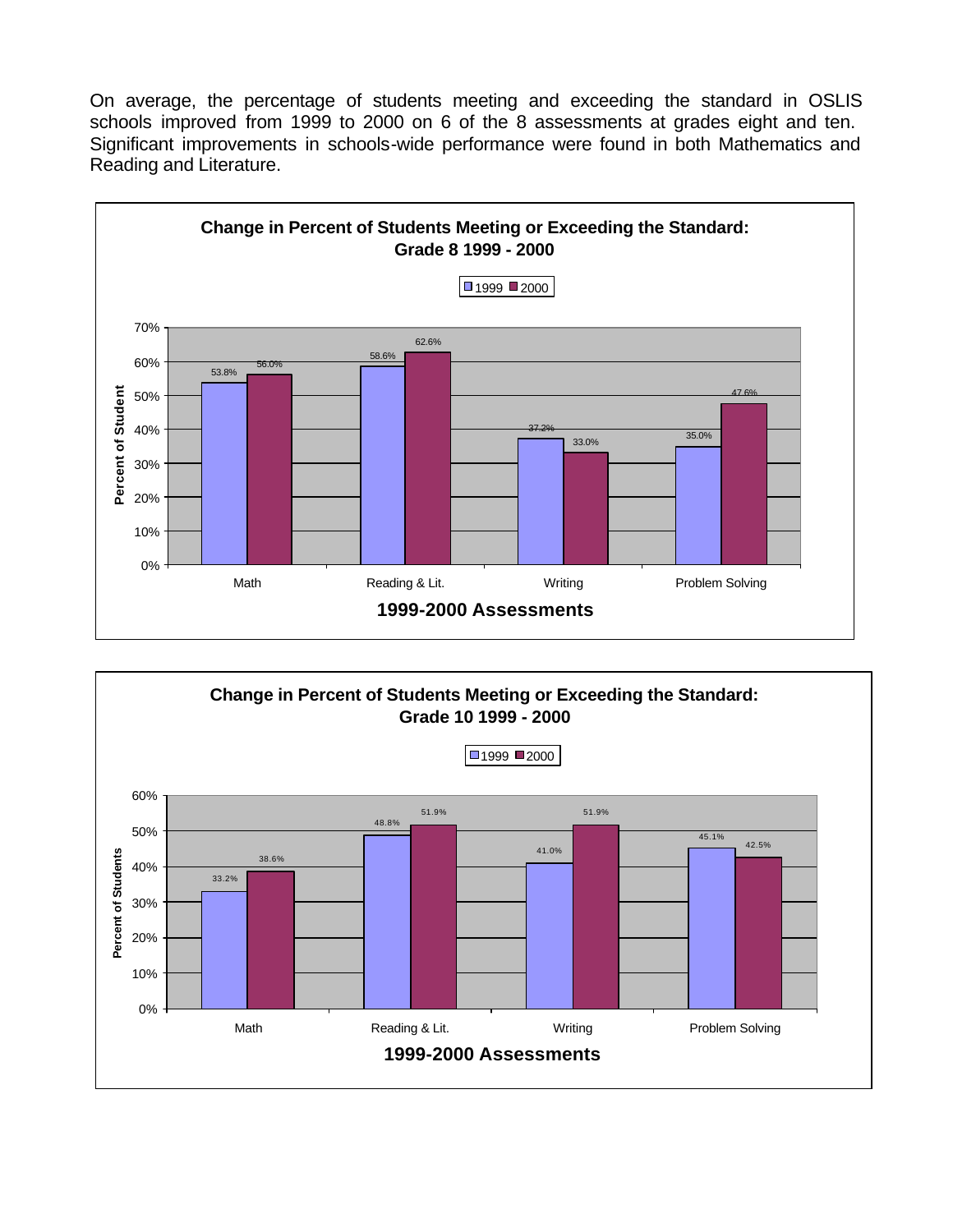On average, the percentage of students meeting and exceeding the standard in OSLIS schools improved from 1999 to 2000 on 6 of the 8 assessments at grades eight and ten. Significant improvements in schools-wide performance were found in both Mathematics and Reading and Literature.

**Change in Percent of Students Meeting or Exceeding the Standard: Grade 8 1999 - 2000**

| 1999-2000 Assessments | 1999 | 2000 |
|---|---|---|
| Math | 53.8% | 56.0% |
| Reading & Lit. | 58.6% | 62.6% |
| Writing | 37.2% | 33.0% |
| Problem Solving | 35.0% | 47.6% |

**Change in Percent of Students Meeting or Exceeding the Standard: Grade 10 1999 - 2000**

| 1999-2000 Assessments | 1999 | 2000 |
|---|---|---|
| Math | 33.2% | 38.6% |
| Reading & Lit. | 48.8% | 51.9% |
| Writing | 41.0% | 51.9% |
| Problem Solving | 45.1% | 42.5% |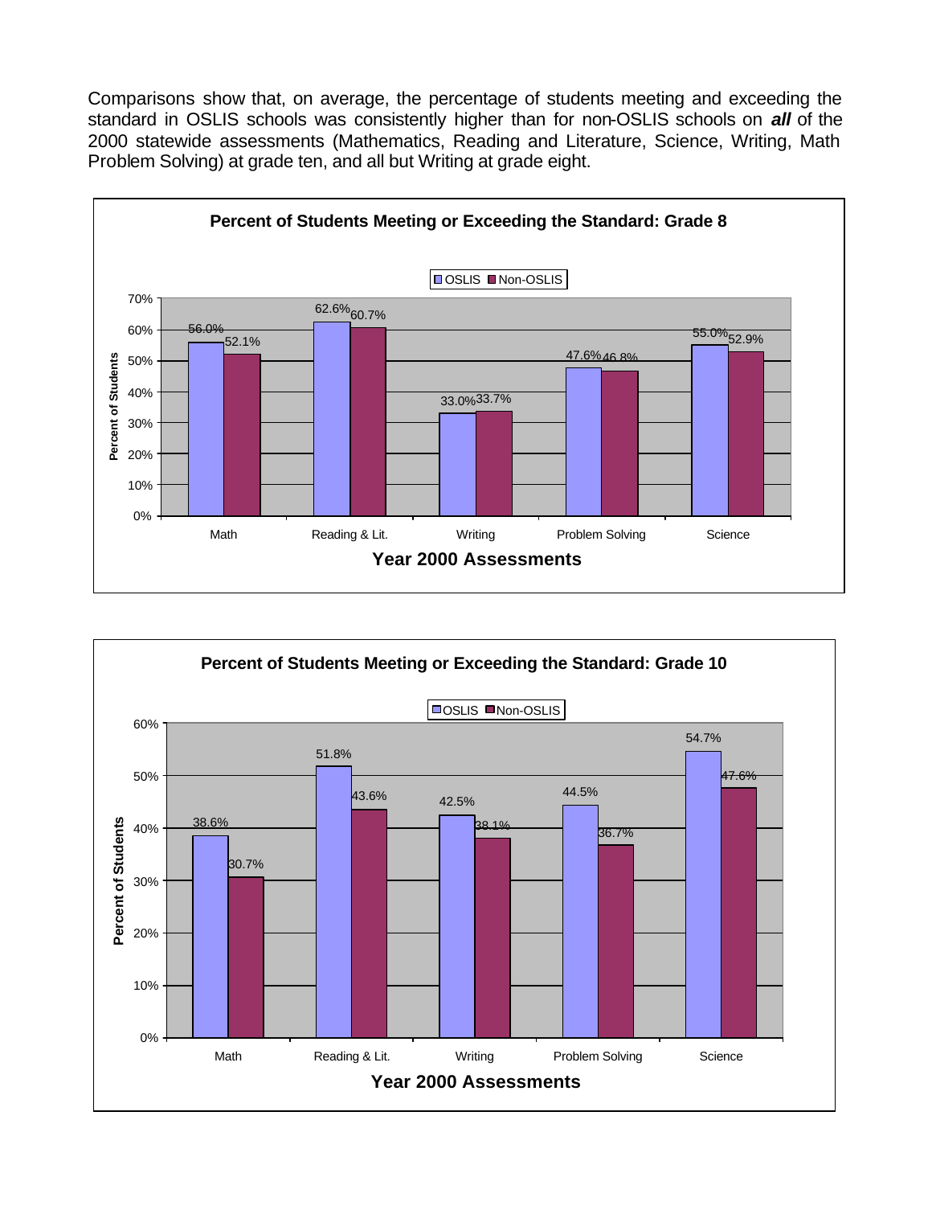Comparisons show that, on average, the percentage of students meeting and exceeding the standard in OSLIS schools was consistently higher than for non-OSLIS schools on ***all*** of the 2000 statewide assessments (Mathematics, Reading and Literature, Science, Writing, Math Problem Solving) at grade ten, and all but Writing at grade eight.

**Percent of Students Meeting or Exceeding the Standard: Grade 8**

| Year 2000 Assessments | OSLIS | Non-OSLIS |
|---|---|---|
| Math | 56.0% | 52.1% |
| Reading & Lit. | 62.6% | 60.7% |
| Writing | 33.0% | 33.7% |
| Problem Solving | 47.6% | 46.8% |
| Science | 55.0% | 52.9% |

**Percent of Students Meeting or Exceeding the Standard: Grade 10**

| Year 2000 Assessments | OSLIS | Non-OSLIS |
|---|---|---|
| Math | 38.6% | 30.7% |
| Reading & Lit. | 51.8% | 43.6% |
| Writing | 42.5% | 38.1% |
| Problem Solving | 44.5% | 36.7% |
| Science | 54.7% | 47.6% |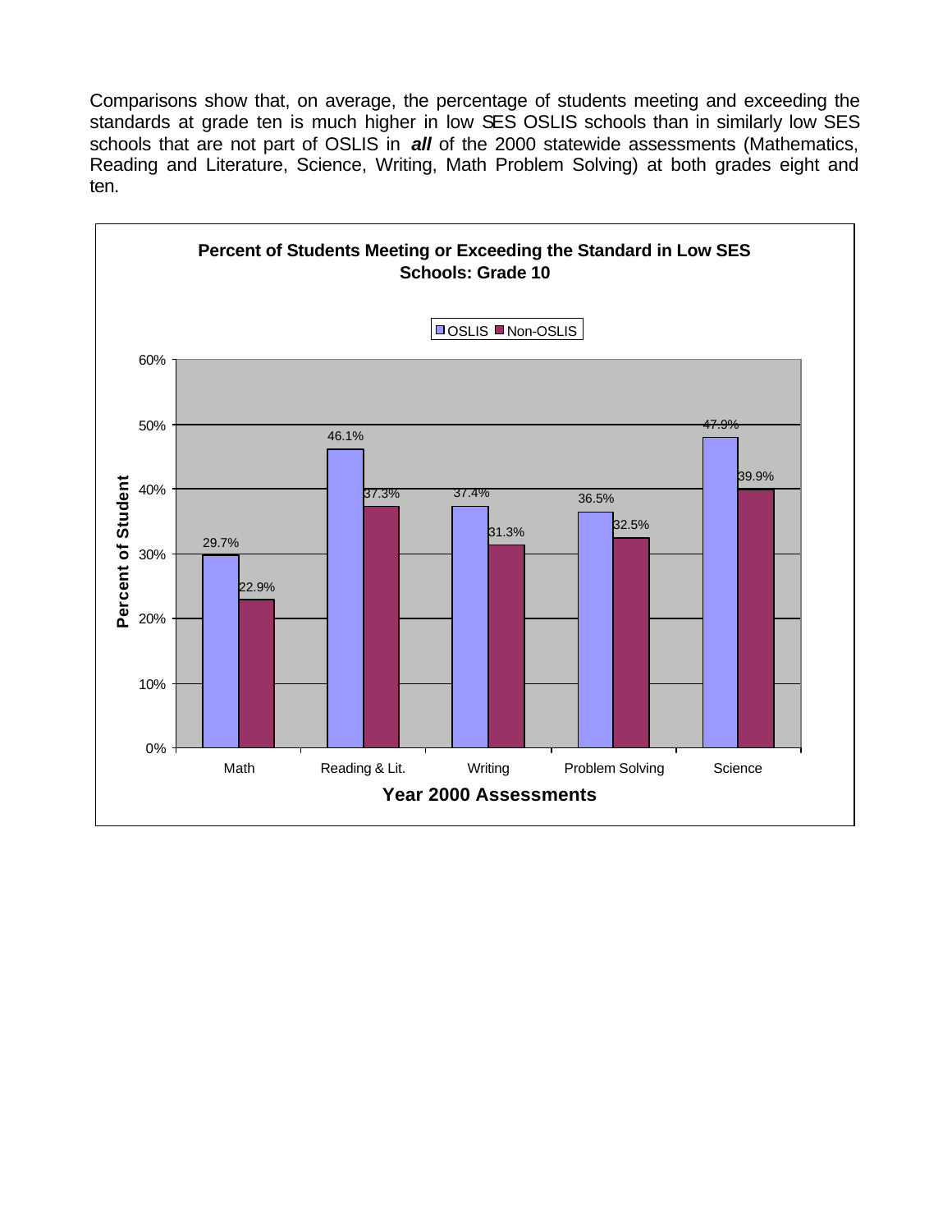Comparisons show that, on average, the percentage of students meeting and exceeding the standards at grade ten is much higher in low SES OSLIS schools than in similarly low SES schools that are not part of OSLIS in ***all*** of the 2000 statewide assessments (Mathematics, Reading and Literature, Science, Writing, Math Problem Solving) at both grades eight and ten.

**Percent of Students Meeting or Exceeding the Standard in Low SES Schools: Grade 10**

| Year 2000 Assessments | OSLIS | Non-OSLIS |
|---|---|---|
| Math | 29.7% | 22.9% |
| Reading & Lit. | 46.1% | 37.3% |
| Writing | 37.4% | 31.3% |
| Problem Solving | 36.5% | 32.5% |
| Science | 47.9% | 39.9% |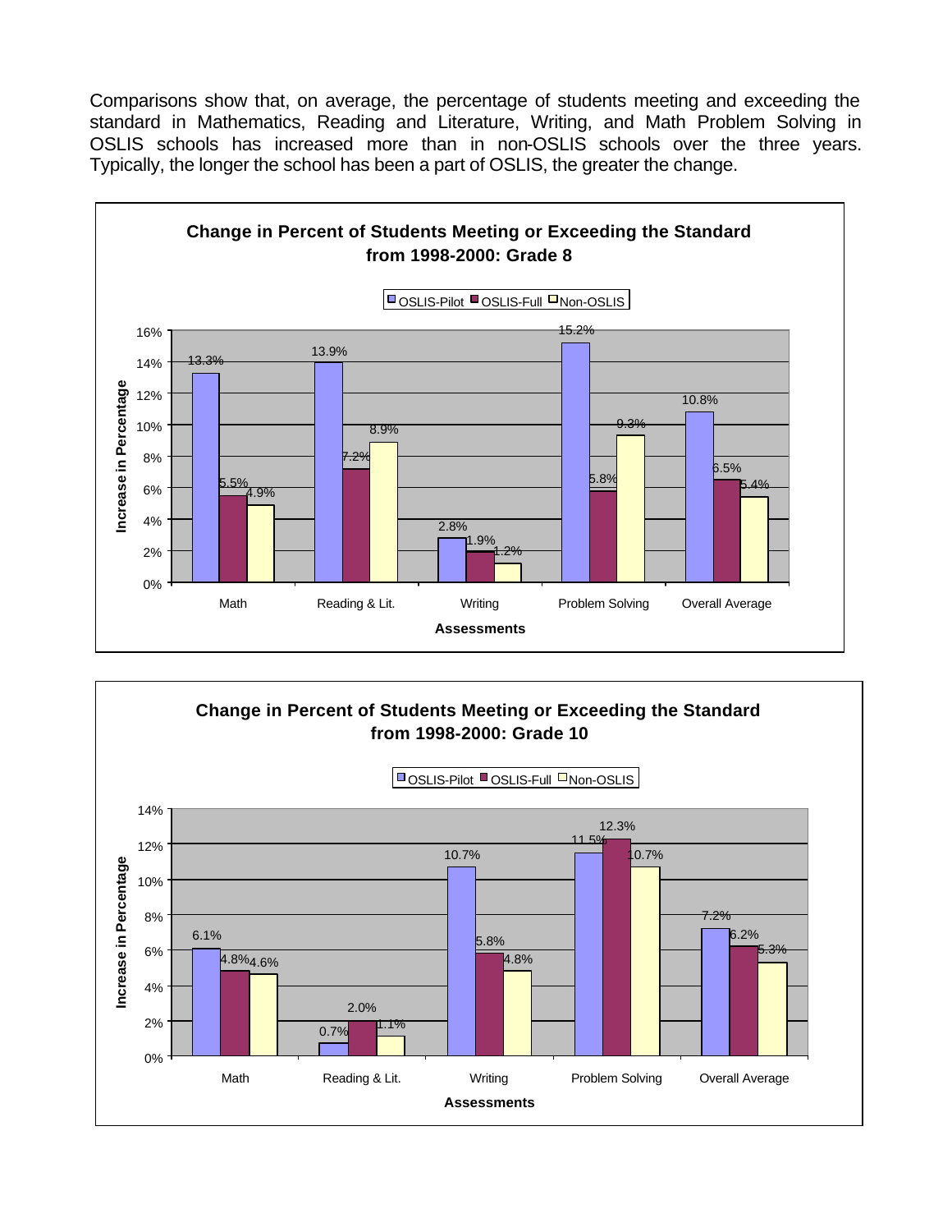Comparisons show that, on average, the percentage of students meeting and exceeding the standard in Mathematics, Reading and Literature, Writing, and Math Problem Solving in OSLIS schools has increased more than in non-OSLIS schools over the three years. Typically, the longer the school has been a part of OSLIS, the greater the change.

**Change in Percent of Students Meeting or Exceeding the Standard from 1998-2000: Grade 8**

| Assessments | OSLIS-Pilot | OSLIS-Full | Non-OSLIS |
|---|---|---|---|
| Math | 13.3% | 5.5% | 4.9% |
| Reading & Lit. | 13.9% | 7.2% | 8.9% |
| Writing | 2.8% | 1.9% | 1.2% |
| Problem Solving | 15.2% | 5.8% | 9.3% |
| Overall Average | 10.8% | 6.5% | 5.4% |

**Change in Percent of Students Meeting or Exceeding the Standard from 1998-2000: Grade 10**

| Assessments | OSLIS-Pilot | OSLIS-Full | Non-OSLIS |
|---|---|---|---|
| Math | 6.1% | 4.8% | 4.6% |
| Reading & Lit. | 0.7% | 2.0% | 1.1% |
| Writing | 10.7% | 5.8% | 4.8% |
| Problem Solving | 11.5% | 12.3% | 10.7% |
| Overall Average | 7.2% | 6.2% | 5.3% |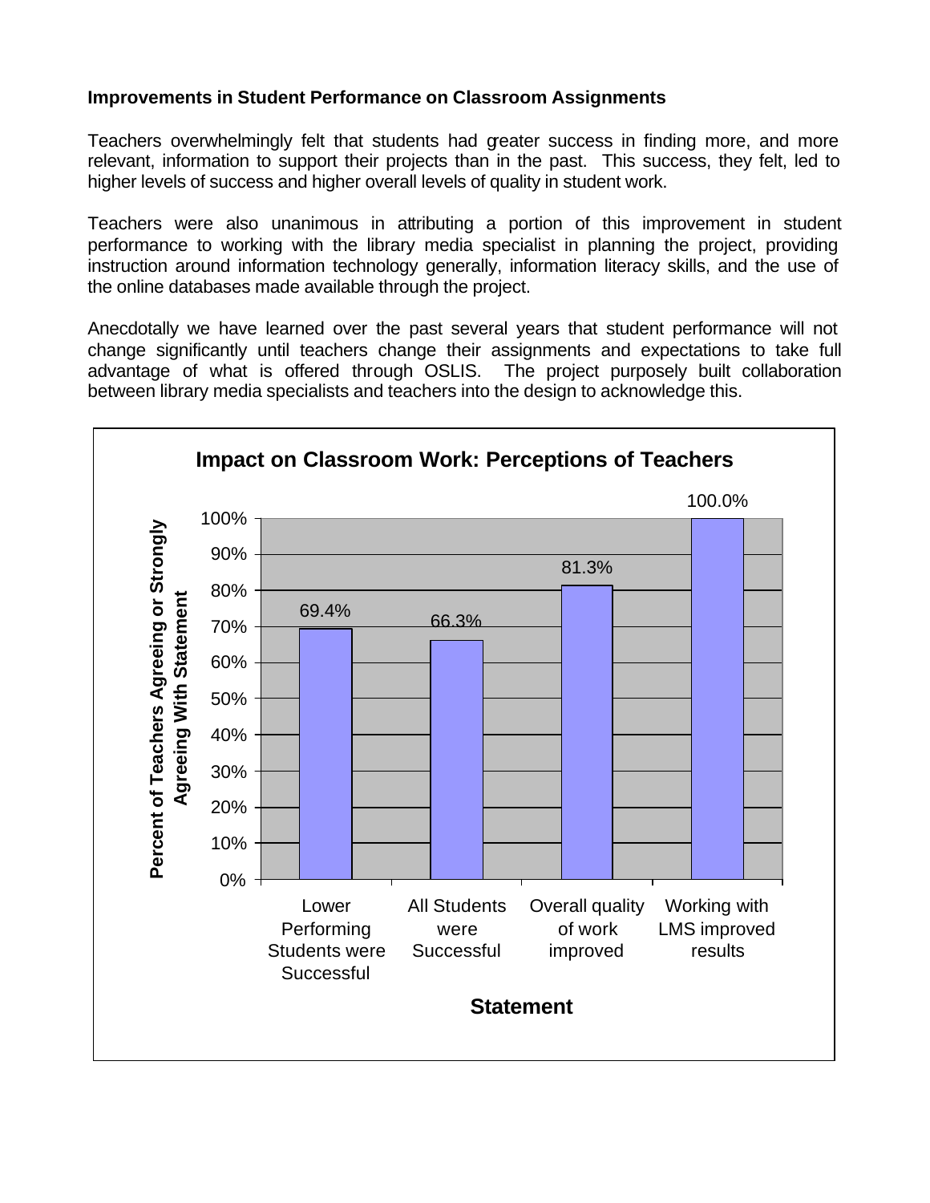**Improvements in Student Performance on Classroom Assignments**

Teachers overwhelmingly felt that students had greater success in finding more, and more relevant, information to support their projects than in the past. This success, they felt, led to higher levels of success and higher overall levels of quality in student work.

Teachers were also unanimous in attributing a portion of this improvement in student performance to working with the library media specialist in planning the project, providing instruction around information technology generally, information literacy skills, and the use of the online databases made available through the project.

Anecdotally we have learned over the past several years that student performance will not change significantly until teachers change their assignments and expectations to take full advantage of what is offered through OSLIS. The project purposely built collaboration between library media specialists and teachers into the design to acknowledge this.

**Impact on Classroom Work: Perceptions of Teachers**

| Statement | Percent of Teachers Agreeing or Strongly Agreeing With Statement |
|---|---|
| Lower Performing Students were Successful | 69.4% |
| All Students were Successful | 66.3% |
| Overall quality of work improved | 81.3% |
| Working with LMS improved results | 100.0% |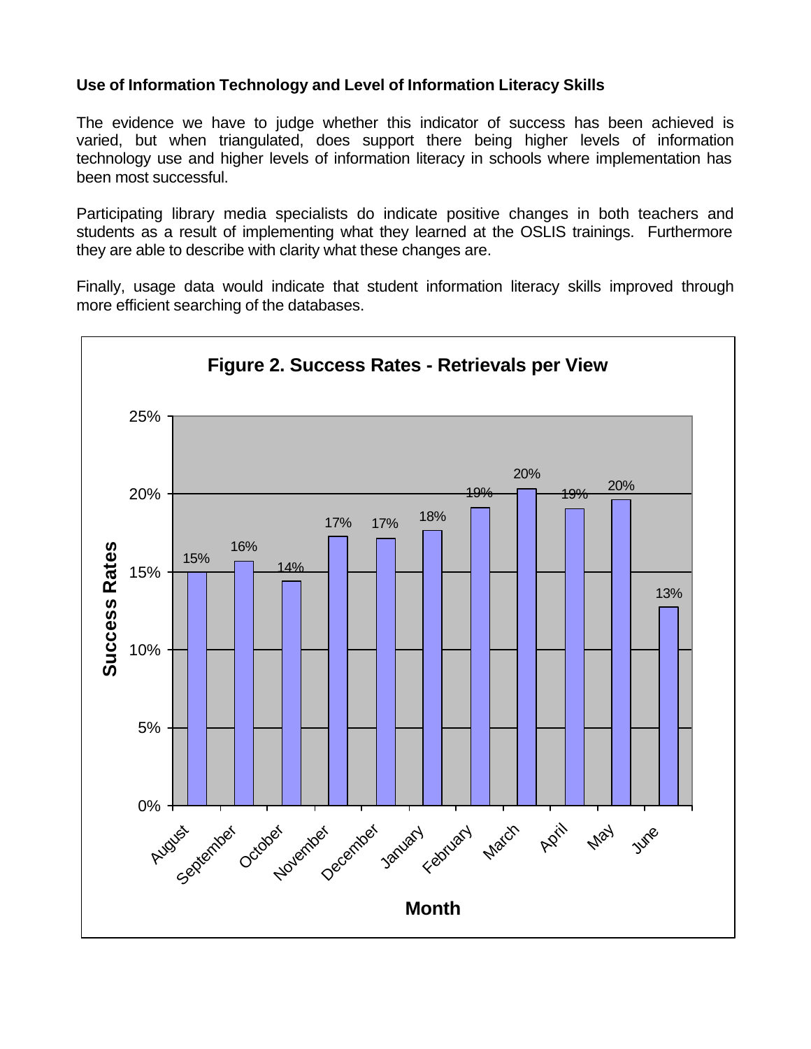**Use of Information Technology and Level of Information Literacy Skills**

The evidence we have to judge whether this indicator of success has been achieved is varied, but when triangulated, does support there being higher levels of information technology use and higher levels of information literacy in schools where implementation has been most successful.

Participating library media specialists do indicate positive changes in both teachers and students as a result of implementing what they learned at the OSLIS trainings. Furthermore they are able to describe with clarity what these changes are.

Finally, usage data would indicate that student information literacy skills improved through more efficient searching of the databases.

**Figure 2. Success Rates - Retrievals per View**

| Month | Success Rates |
| --- | --- |
| August | 15% |
| September | 16% |
| October | 14% |
| November | 17% |
| December | 17% |
| January | 18% |
| February | 19% |
| March | 20% |
| April | 19% |
| May | 20% |
| June | 13% |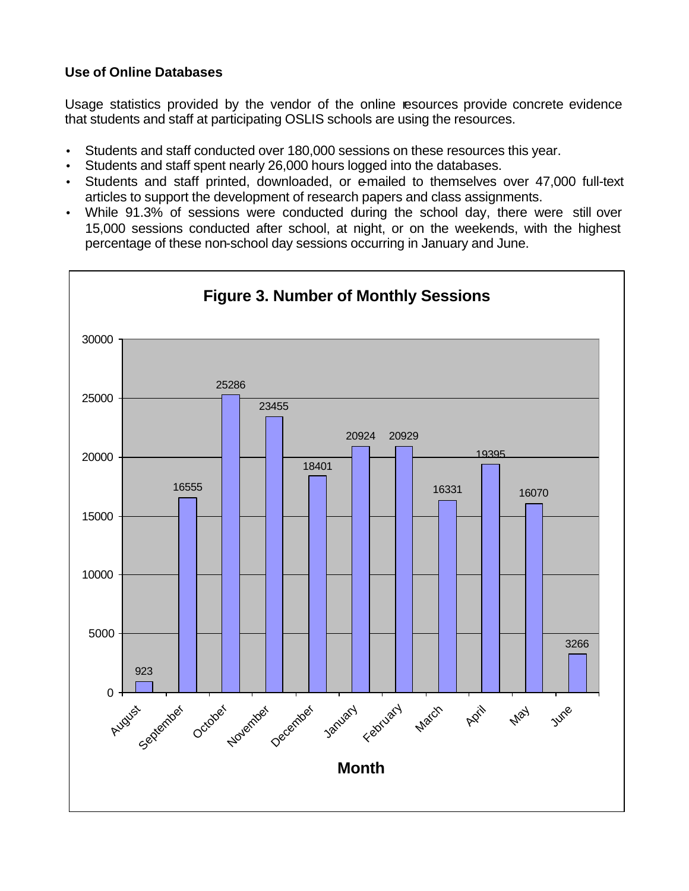### Use of Online Databases

Usage statistics provided by the vendor of the online resources provide concrete evidence that students and staff at participating OSLIS schools are using the resources.

- Students and staff conducted over 180,000 sessions on these resources this year.
- Students and staff spent nearly 26,000 hours logged into the databases.
- Students and staff printed, downloaded, or e-mailed to themselves over 47,000 full-text articles to support the development of research papers and class assignments.
- While 91.3% of sessions were conducted during the school day, there were still over 15,000 sessions conducted after school, at night, or on the weekends, with the highest percentage of these non-school day sessions occurring in January and June.

**Figure 3. Number of Monthly Sessions**

| Month | Sessions |
|---|---|
| August | 923 |
| September | 16555 |
| October | 25286 |
| November | 23455 |
| December | 18401 |
| January | 20924 |
| February | 20929 |
| March | 16331 |
| April | 19395 |
| May | 16070 |
| June | 3266 |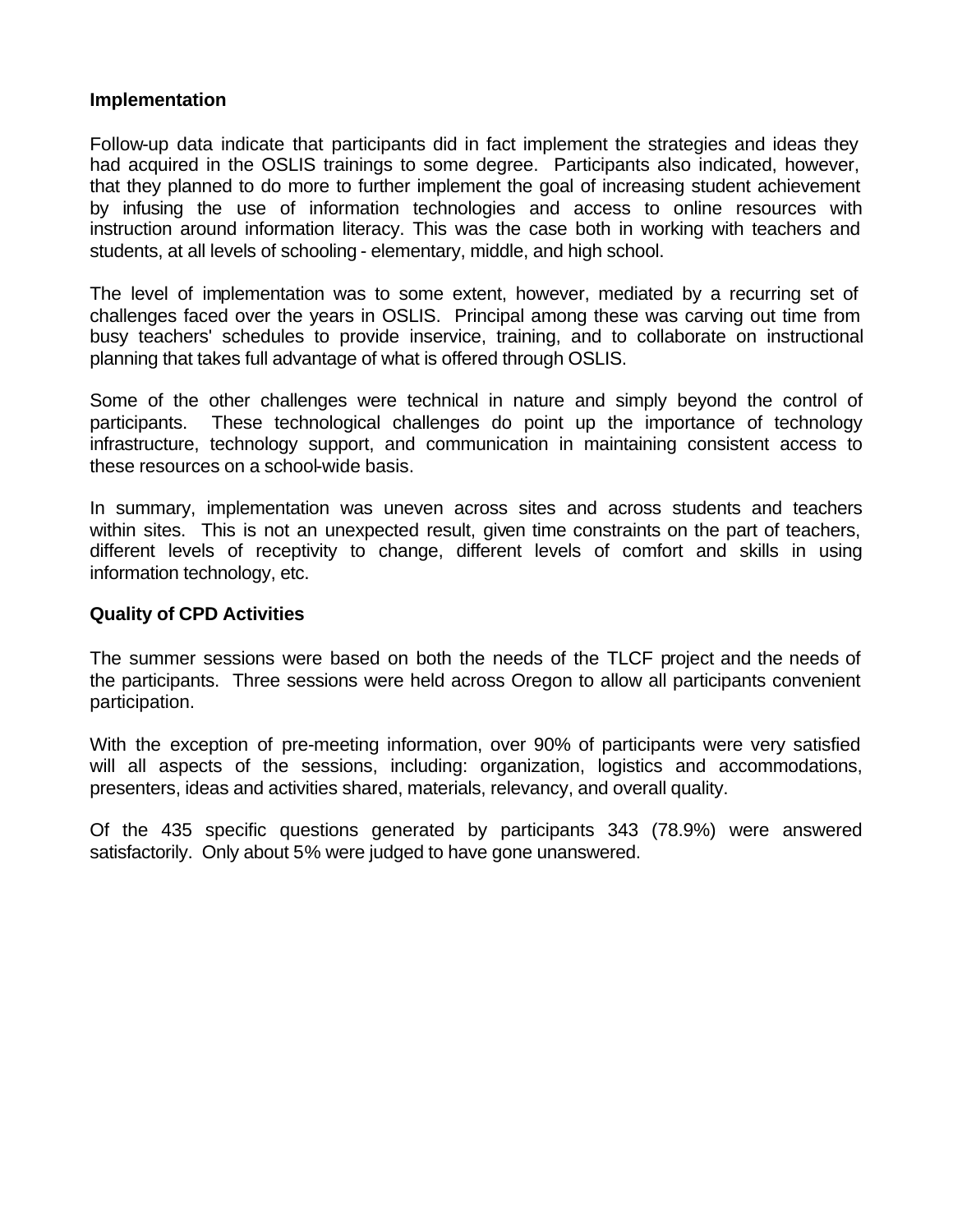**Implementation**

Follow-up data indicate that participants did in fact implement the strategies and ideas they had acquired in the OSLIS trainings to some degree. Participants also indicated, however, that they planned to do more to further implement the goal of increasing student achievement by infusing the use of information technologies and access to online resources with instruction around information literacy. This was the case both in working with teachers and students, at all levels of schooling - elementary, middle, and high school.

The level of implementation was to some extent, however, mediated by a recurring set of challenges faced over the years in OSLIS. Principal among these was carving out time from busy teachers' schedules to provide inservice, training, and to collaborate on instructional planning that takes full advantage of what is offered through OSLIS.

Some of the other challenges were technical in nature and simply beyond the control of participants. These technological challenges do point up the importance of technology infrastructure, technology support, and communication in maintaining consistent access to these resources on a school-wide basis.

In summary, implementation was uneven across sites and across students and teachers within sites. This is not an unexpected result, given time constraints on the part of teachers, different levels of receptivity to change, different levels of comfort and skills in using information technology, etc.

**Quality of CPD Activities**

The summer sessions were based on both the needs of the TLCF project and the needs of the participants. Three sessions were held across Oregon to allow all participants convenient participation.

With the exception of pre-meeting information, over 90% of participants were very satisfied will all aspects of the sessions, including: organization, logistics and accommodations, presenters, ideas and activities shared, materials, relevancy, and overall quality.

Of the 435 specific questions generated by participants 343 (78.9%) were answered satisfactorily. Only about 5% were judged to have gone unanswered.